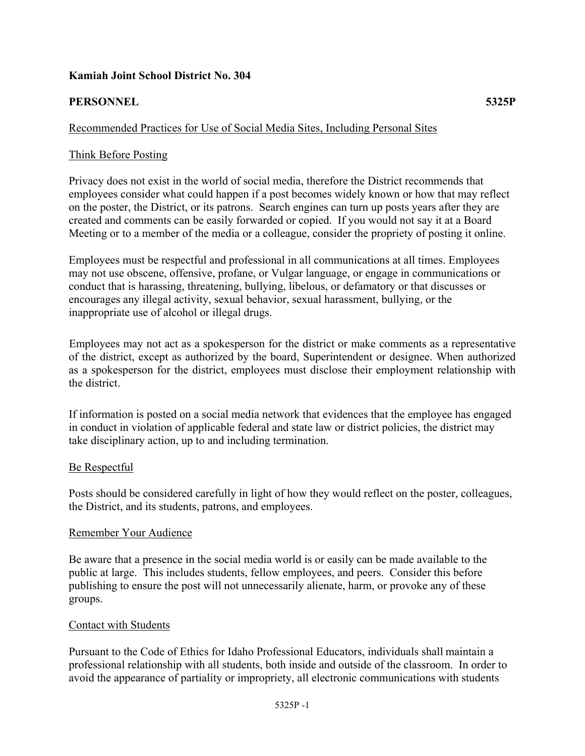**Kamiah Joint School District No. 304**

**PERSONNEL** **5325P**

Recommended Practices for Use of Social Media Sites, Including Personal Sites

Think Before Posting

Privacy does not exist in the world of social media, therefore the District recommends that employees consider what could happen if a post becomes widely known or how that may reflect on the poster, the District, or its patrons. Search engines can turn up posts years after they are created and comments can be easily forwarded or copied. If you would not say it at a Board Meeting or to a member of the media or a colleague, consider the propriety of posting it online.

Employees must be respectful and professional in all communications at all times. Employees may not use obscene, offensive, profane, or Vulgar language, or engage in communications or conduct that is harassing, threatening, bullying, libelous, or defamatory or that discusses or encourages any illegal activity, sexual behavior, sexual harassment, bullying, or the inappropriate use of alcohol or illegal drugs.

Employees may not act as a spokesperson for the district or make comments as a representative of the district, except as authorized by the board, Superintendent or designee. When authorized as a spokesperson for the district, employees must disclose their employment relationship with the district.

If information is posted on a social media network that evidences that the employee has engaged in conduct in violation of applicable federal and state law or district policies, the district may take disciplinary action, up to and including termination.

Be Respectful

Posts should be considered carefully in light of how they would reflect on the poster, colleagues, the District, and its students, patrons, and employees.

Remember Your Audience

Be aware that a presence in the social media world is or easily can be made available to the public at large. This includes students, fellow employees, and peers. Consider this before publishing to ensure the post will not unnecessarily alienate, harm, or provoke any of these groups.

Contact with Students

Pursuant to the Code of Ethics for Idaho Professional Educators, individuals shall maintain a professional relationship with all students, both inside and outside of the classroom. In order to avoid the appearance of partiality or impropriety, all electronic communications with students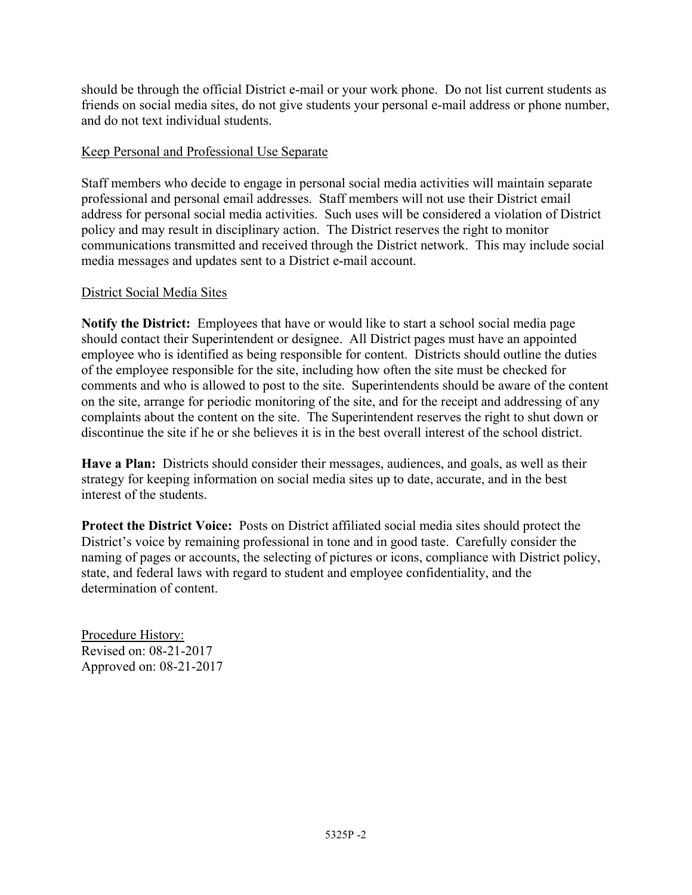should be through the official District e-mail or your work phone. Do not list current students as friends on social media sites, do not give students your personal e-mail address or phone number, and do not text individual students.

## Keep Personal and Professional Use Separate

Staff members who decide to engage in personal social media activities will maintain separate professional and personal email addresses. Staff members will not use their District email address for personal social media activities. Such uses will be considered a violation of District policy and may result in disciplinary action. The District reserves the right to monitor communications transmitted and received through the District network. This may include social media messages and updates sent to a District e-mail account.

## District Social Media Sites

**Notify the District:** Employees that have or would like to start a school social media page should contact their Superintendent or designee. All District pages must have an appointed employee who is identified as being responsible for content. Districts should outline the duties of the employee responsible for the site, including how often the site must be checked for comments and who is allowed to post to the site. Superintendents should be aware of the content on the site, arrange for periodic monitoring of the site, and for the receipt and addressing of any complaints about the content on the site. The Superintendent reserves the right to shut down or discontinue the site if he or she believes it is in the best overall interest of the school district.

**Have a Plan:** Districts should consider their messages, audiences, and goals, as well as their strategy for keeping information on social media sites up to date, accurate, and in the best interest of the students.

**Protect the District Voice:** Posts on District affiliated social media sites should protect the District's voice by remaining professional in tone and in good taste. Carefully consider the naming of pages or accounts, the selecting of pictures or icons, compliance with District policy, state, and federal laws with regard to student and employee confidentiality, and the determination of content.

Procedure History:
Revised on: 08-21-2017
Approved on: 08-21-2017